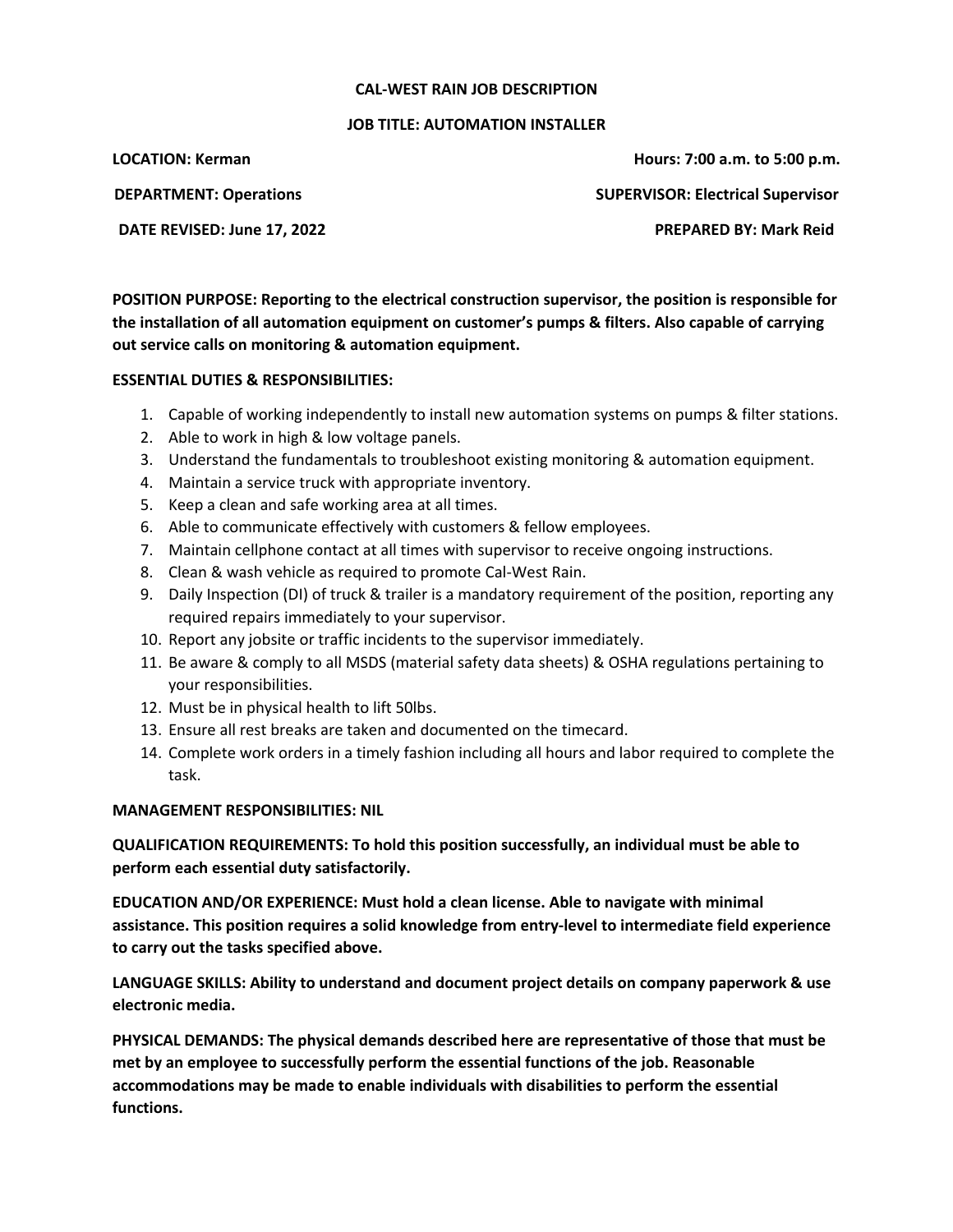# CAL-WEST RAIN JOB DESCRIPTION

## JOB TITLE: AUTOMATION INSTALLER

**LOCATION: Kerman** | **Hours: 7:00 a.m. to 5:00 p.m.**

**DEPARTMENT: Operations** | **SUPERVISOR: Electrical Supervisor**

**DATE REVISED: June 17, 2022** | **PREPARED BY: Mark Reid**

**POSITION PURPOSE: Reporting to the electrical construction supervisor, the position is responsible for the installation of all automation equipment on customer's pumps & filters. Also capable of carrying out service calls on monitoring & automation equipment.**

**ESSENTIAL DUTIES & RESPONSIBILITIES:**

1. Capable of working independently to install new automation systems on pumps & filter stations.
2. Able to work in high & low voltage panels.
3. Understand the fundamentals to troubleshoot existing monitoring & automation equipment.
4. Maintain a service truck with appropriate inventory.
5. Keep a clean and safe working area at all times.
6. Able to communicate effectively with customers & fellow employees.
7. Maintain cellphone contact at all times with supervisor to receive ongoing instructions.
8. Clean & wash vehicle as required to promote Cal-West Rain.
9. Daily Inspection (DI) of truck & trailer is a mandatory requirement of the position, reporting any required repairs immediately to your supervisor.
10. Report any jobsite or traffic incidents to the supervisor immediately.
11. Be aware & comply to all MSDS (material safety data sheets) & OSHA regulations pertaining to your responsibilities.
12. Must be in physical health to lift 50lbs.
13. Ensure all rest breaks are taken and documented on the timecard.
14. Complete work orders in a timely fashion including all hours and labor required to complete the task.

**MANAGEMENT RESPONSIBILITIES: NIL**

**QUALIFICATION REQUIREMENTS: To hold this position successfully, an individual must be able to perform each essential duty satisfactorily.**

**EDUCATION AND/OR EXPERIENCE: Must hold a clean license. Able to navigate with minimal assistance. This position requires a solid knowledge from entry-level to intermediate field experience to carry out the tasks specified above.**

**LANGUAGE SKILLS: Ability to understand and document project details on company paperwork & use electronic media.**

**PHYSICAL DEMANDS: The physical demands described here are representative of those that must be met by an employee to successfully perform the essential functions of the job. Reasonable accommodations may be made to enable individuals with disabilities to perform the essential functions.**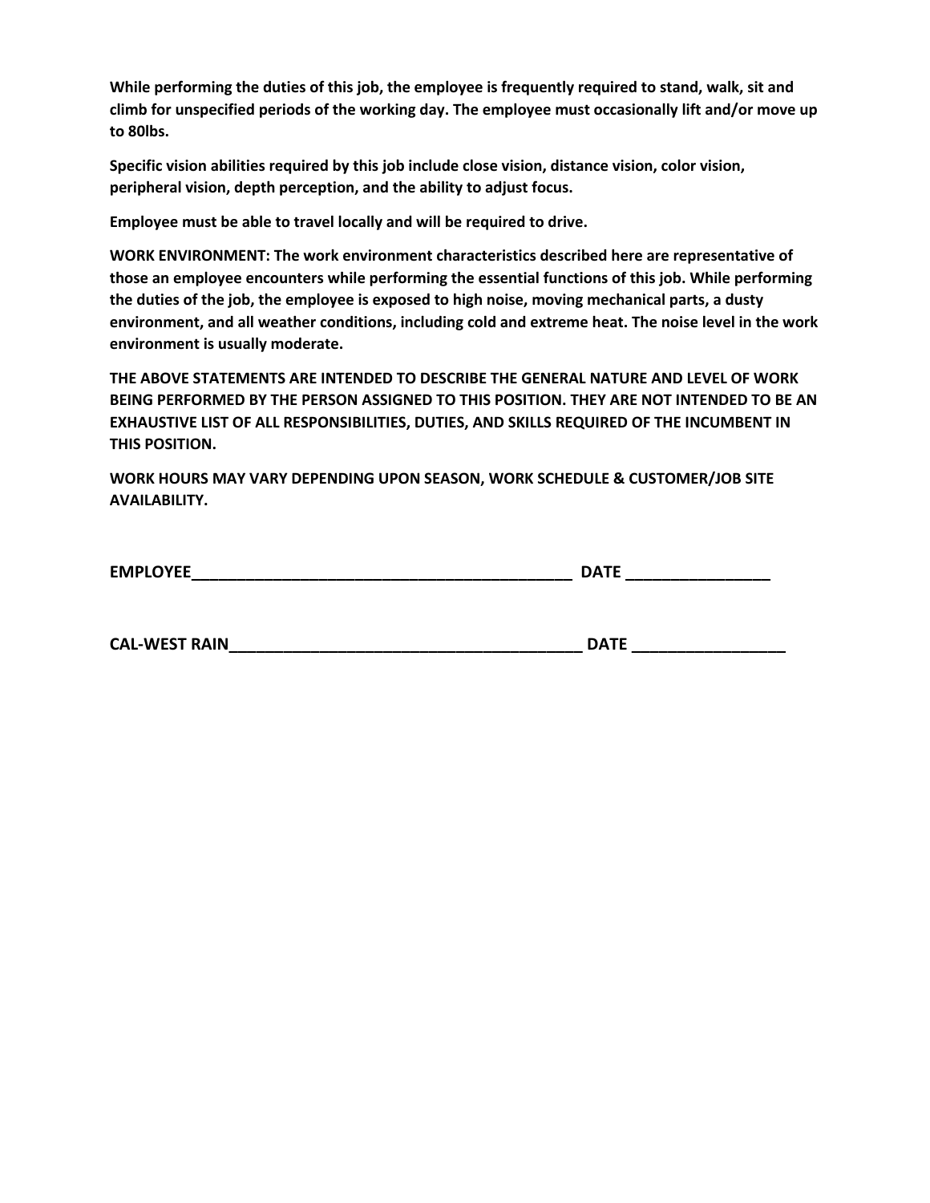**While performing the duties of this job, the employee is frequently required to stand, walk, sit and climb for unspecified periods of the working day. The employee must occasionally lift and/or move up to 80lbs.**

**Specific vision abilities required by this job include close vision, distance vision, color vision, peripheral vision, depth perception, and the ability to adjust focus.**

**Employee must be able to travel locally and will be required to drive.**

**WORK ENVIRONMENT: The work environment characteristics described here are representative of those an employee encounters while performing the essential functions of this job. While performing the duties of the job, the employee is exposed to high noise, moving mechanical parts, a dusty environment, and all weather conditions, including cold and extreme heat. The noise level in the work environment is usually moderate.**

**THE ABOVE STATEMENTS ARE INTENDED TO DESCRIBE THE GENERAL NATURE AND LEVEL OF WORK BEING PERFORMED BY THE PERSON ASSIGNED TO THIS POSITION. THEY ARE NOT INTENDED TO BE AN EXHAUSTIVE LIST OF ALL RESPONSIBILITIES, DUTIES, AND SKILLS REQUIRED OF THE INCUMBENT IN THIS POSITION.**

**WORK HOURS MAY VARY DEPENDING UPON SEASON, WORK SCHEDULE & CUSTOMER/JOB SITE AVAILABILITY.**

**EMPLOYEE_____________________________________________ DATE ________________**

**CAL-WEST RAIN_________________________________________ DATE _________________**